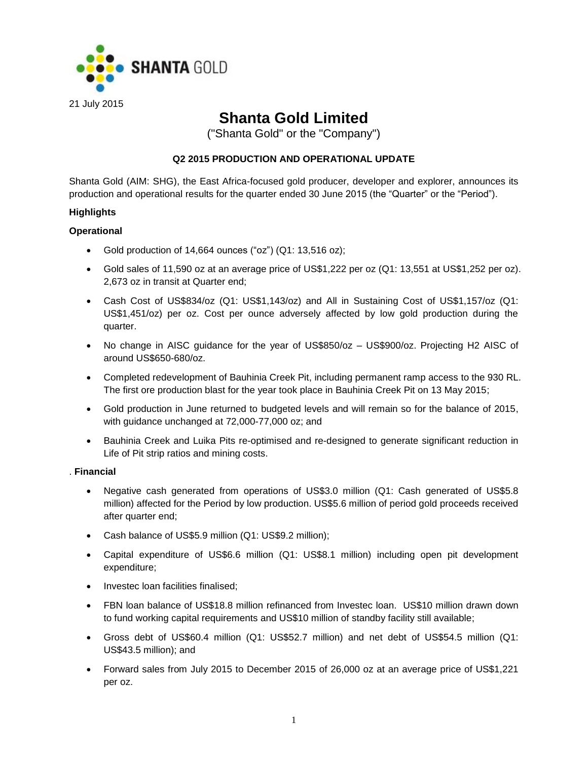SHANTA GOLD

21 July 2015

# Shanta Gold Limited

("Shanta Gold" or the "Company")

**Q2 2015 PRODUCTION AND OPERATIONAL UPDATE**

Shanta Gold (AIM: SHG), the East Africa-focused gold producer, developer and explorer, announces its production and operational results for the quarter ended 30 June 2015 (the "Quarter" or the "Period").

**Highlights**

**Operational**

- Gold production of 14,664 ounces ("oz") (Q1: 13,516 oz);
- Gold sales of 11,590 oz at an average price of US$1,222 per oz (Q1: 13,551 at US$1,252 per oz). 2,673 oz in transit at Quarter end;
- Cash Cost of US$834/oz (Q1: US$1,143/oz) and All in Sustaining Cost of US$1,157/oz (Q1: US$1,451/oz) per oz. Cost per ounce adversely affected by low gold production during the quarter.
- No change in AISC guidance for the year of US$850/oz – US$900/oz. Projecting H2 AISC of around US$650-680/oz.
- Completed redevelopment of Bauhinia Creek Pit, including permanent ramp access to the 930 RL. The first ore production blast for the year took place in Bauhinia Creek Pit on 13 May 2015;
- Gold production in June returned to budgeted levels and will remain so for the balance of 2015, with guidance unchanged at 72,000-77,000 oz; and
- Bauhinia Creek and Luika Pits re-optimised and re-designed to generate significant reduction in Life of Pit strip ratios and mining costs.

. **Financial**

- Negative cash generated from operations of US$3.0 million (Q1: Cash generated of US$5.8 million) affected for the Period by low production. US$5.6 million of period gold proceeds received after quarter end;
- Cash balance of US$5.9 million (Q1: US$9.2 million);
- Capital expenditure of US$6.6 million (Q1: US$8.1 million) including open pit development expenditure;
- Investec loan facilities finalised;
- FBN loan balance of US$18.8 million refinanced from Investec loan. US$10 million drawn down to fund working capital requirements and US$10 million of standby facility still available;
- Gross debt of US$60.4 million (Q1: US$52.7 million) and net debt of US$54.5 million (Q1: US$43.5 million); and
- Forward sales from July 2015 to December 2015 of 26,000 oz at an average price of US$1,221 per oz.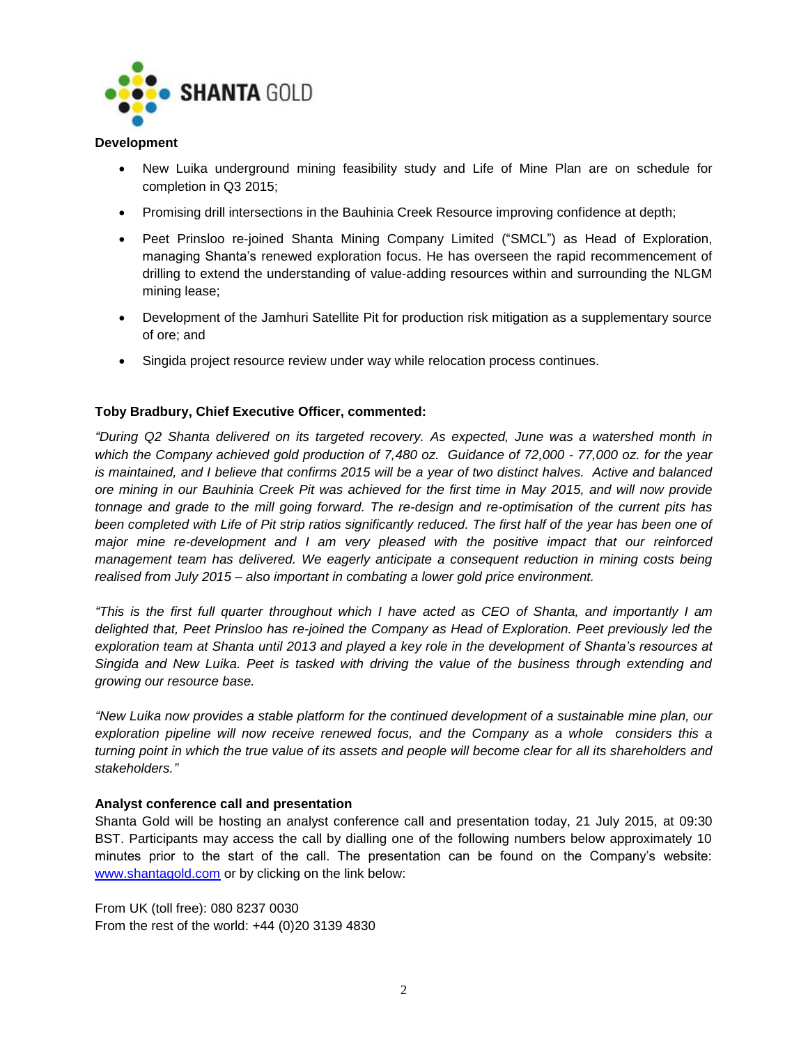**Development**

- New Luika underground mining feasibility study and Life of Mine Plan are on schedule for completion in Q3 2015;
- Promising drill intersections in the Bauhinia Creek Resource improving confidence at depth;
- Peet Prinsloo re-joined Shanta Mining Company Limited ("SMCL") as Head of Exploration, managing Shanta's renewed exploration focus. He has overseen the rapid recommencement of drilling to extend the understanding of value-adding resources within and surrounding the NLGM mining lease;
- Development of the Jamhuri Satellite Pit for production risk mitigation as a supplementary source of ore; and
- Singida project resource review under way while relocation process continues.

**Toby Bradbury, Chief Executive Officer, commented:**

*"During Q2 Shanta delivered on its targeted recovery. As expected, June was a watershed month in which the Company achieved gold production of 7,480 oz. Guidance of 72,000 - 77,000 oz. for the year is maintained, and I believe that confirms 2015 will be a year of two distinct halves. Active and balanced ore mining in our Bauhinia Creek Pit was achieved for the first time in May 2015, and will now provide tonnage and grade to the mill going forward. The re-design and re-optimisation of the current pits has been completed with Life of Pit strip ratios significantly reduced. The first half of the year has been one of major mine re-development and I am very pleased with the positive impact that our reinforced management team has delivered. We eagerly anticipate a consequent reduction in mining costs being realised from July 2015 – also important in combating a lower gold price environment.*

*"This is the first full quarter throughout which I have acted as CEO of Shanta, and importantly I am delighted that, Peet Prinsloo has re-joined the Company as Head of Exploration. Peet previously led the exploration team at Shanta until 2013 and played a key role in the development of Shanta's resources at Singida and New Luika. Peet is tasked with driving the value of the business through extending and growing our resource base.*

*"New Luika now provides a stable platform for the continued development of a sustainable mine plan, our exploration pipeline will now receive renewed focus, and the Company as a whole considers this a turning point in which the true value of its assets and people will become clear for all its shareholders and stakeholders."*

**Analyst conference call and presentation**

Shanta Gold will be hosting an analyst conference call and presentation today, 21 July 2015, at 09:30 BST. Participants may access the call by dialling one of the following numbers below approximately 10 minutes prior to the start of the call. The presentation can be found on the Company's website: [www.shantagold.com](http://www.shantagold.com) or by clicking on the link below:

From UK (toll free): 080 8237 0030
From the rest of the world: +44 (0)20 3139 4830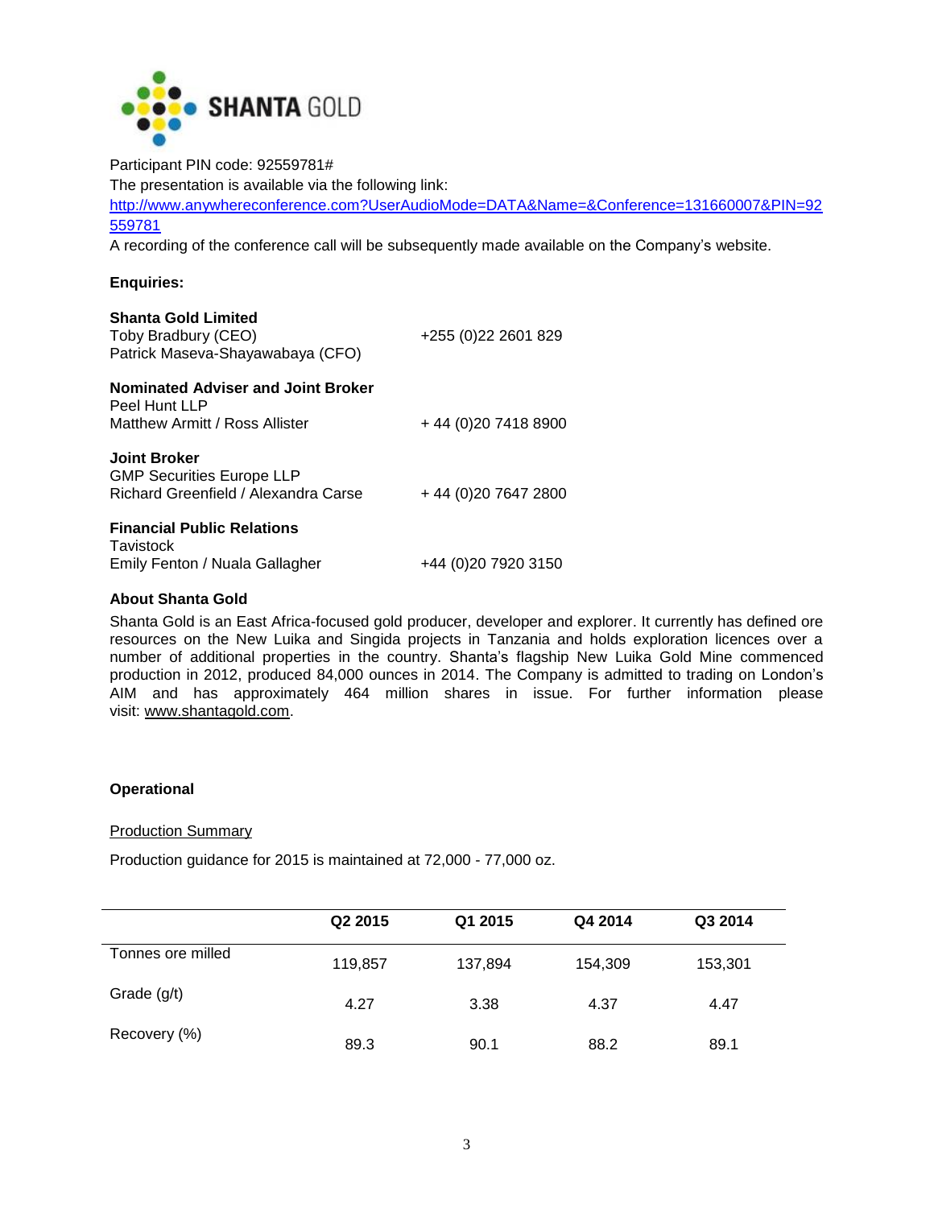Participant PIN code: 92559781#

The presentation is available via the following link:

http://www.anywhereconference.com?UserAudioMode=DATA&Name=&Conference=131660007&PIN=92559781

A recording of the conference call will be subsequently made available on the Company's website.

**Enquiries:**

**Shanta Gold Limited**
Toby Bradbury (CEO) +255 (0)22 2601 829
Patrick Maseva-Shayawabaya (CFO)

**Nominated Adviser and Joint Broker**
Peel Hunt LLP
Matthew Armitt / Ross Allister + 44 (0)20 7418 8900

**Joint Broker**
GMP Securities Europe LLP
Richard Greenfield / Alexandra Carse + 44 (0)20 7647 2800

**Financial Public Relations**
Tavistock
Emily Fenton / Nuala Gallagher +44 (0)20 7920 3150

**About Shanta Gold**

Shanta Gold is an East Africa-focused gold producer, developer and explorer. It currently has defined ore resources on the New Luika and Singida projects in Tanzania and holds exploration licences over a number of additional properties in the country. Shanta's flagship New Luika Gold Mine commenced production in 2012, produced 84,000 ounces in 2014. The Company is admitted to trading on London's AIM and has approximately 464 million shares in issue. For further information please visit: www.shantagold.com.

**Operational**

Production Summary

Production guidance for 2015 is maintained at 72,000 - 77,000 oz.

| | Q2 2015 | Q1 2015 | Q4 2014 | Q3 2014 |
|---|---|---|---|---|
| Tonnes ore milled | 119,857 | 137,894 | 154,309 | 153,301 |
| Grade (g/t) | 4.27 | 3.38 | 4.37 | 4.47 |
| Recovery (%) | 89.3 | 90.1 | 88.2 | 89.1 |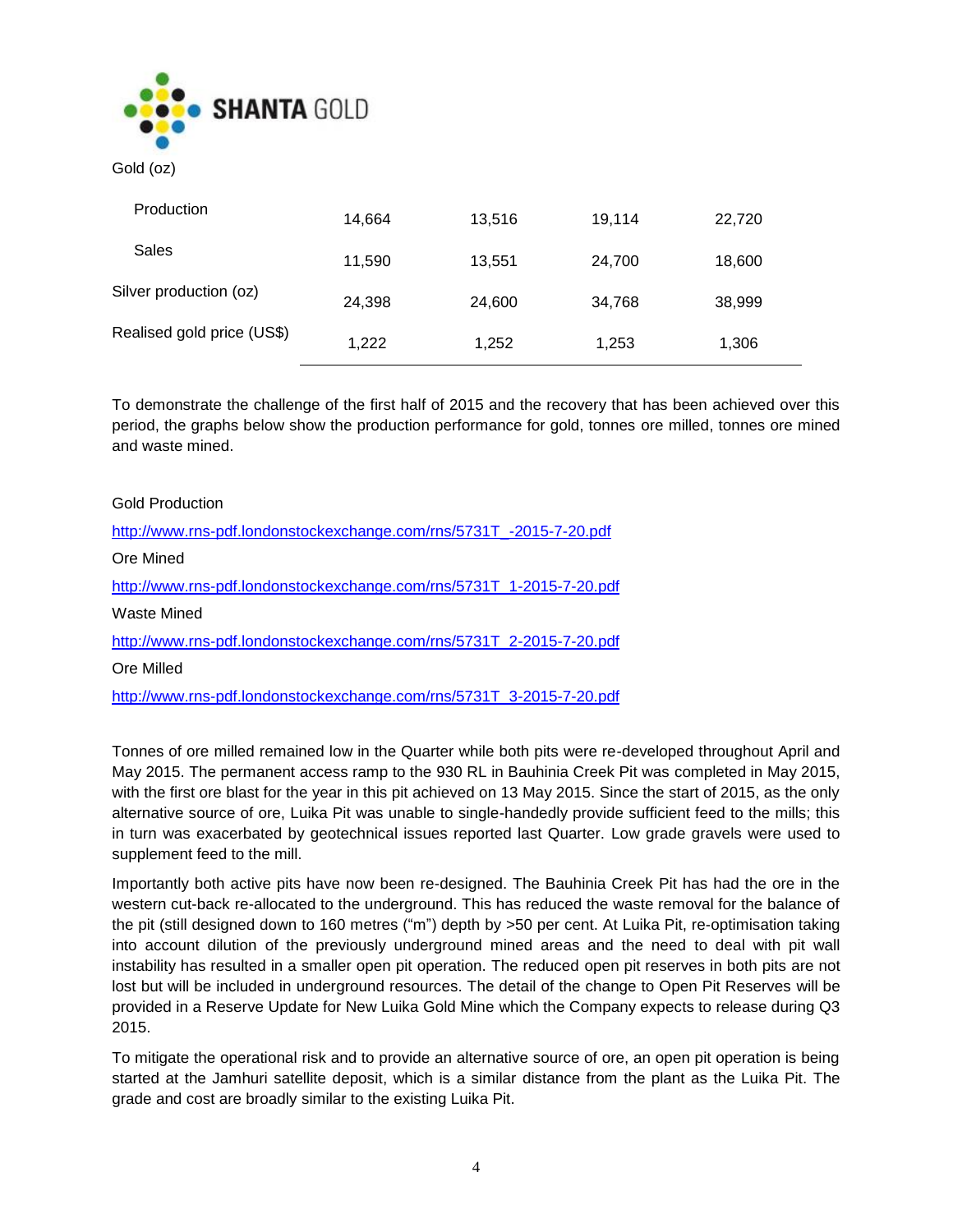| Gold (oz) | | | | |
|---|---|---|---|---|
| Production | 14,664 | 13,516 | 19,114 | 22,720 |
| Sales | 11,590 | 13,551 | 24,700 | 18,600 |
| Silver production (oz) | 24,398 | 24,600 | 34,768 | 38,999 |
| Realised gold price (US$) | 1,222 | 1,252 | 1,253 | 1,306 |

To demonstrate the challenge of the first half of 2015 and the recovery that has been achieved over this period, the graphs below show the production performance for gold, tonnes ore milled, tonnes ore mined and waste mined.

Gold Production

http://www.rns-pdf.londonstockexchange.com/rns/5731T_-2015-7-20.pdf

Ore Mined

http://www.rns-pdf.londonstockexchange.com/rns/5731T_1-2015-7-20.pdf

Waste Mined

http://www.rns-pdf.londonstockexchange.com/rns/5731T_2-2015-7-20.pdf

Ore Milled

http://www.rns-pdf.londonstockexchange.com/rns/5731T_3-2015-7-20.pdf

Tonnes of ore milled remained low in the Quarter while both pits were re-developed throughout April and May 2015. The permanent access ramp to the 930 RL in Bauhinia Creek Pit was completed in May 2015, with the first ore blast for the year in this pit achieved on 13 May 2015. Since the start of 2015, as the only alternative source of ore, Luika Pit was unable to single-handedly provide sufficient feed to the mills; this in turn was exacerbated by geotechnical issues reported last Quarter. Low grade gravels were used to supplement feed to the mill.

Importantly both active pits have now been re-designed. The Bauhinia Creek Pit has had the ore in the western cut-back re-allocated to the underground. This has reduced the waste removal for the balance of the pit (still designed down to 160 metres ("m") depth by >50 per cent. At Luika Pit, re-optimisation taking into account dilution of the previously underground mined areas and the need to deal with pit wall instability has resulted in a smaller open pit operation. The reduced open pit reserves in both pits are not lost but will be included in underground resources. The detail of the change to Open Pit Reserves will be provided in a Reserve Update for New Luika Gold Mine which the Company expects to release during Q3 2015.

To mitigate the operational risk and to provide an alternative source of ore, an open pit operation is being started at the Jamhuri satellite deposit, which is a similar distance from the plant as the Luika Pit. The grade and cost are broadly similar to the existing Luika Pit.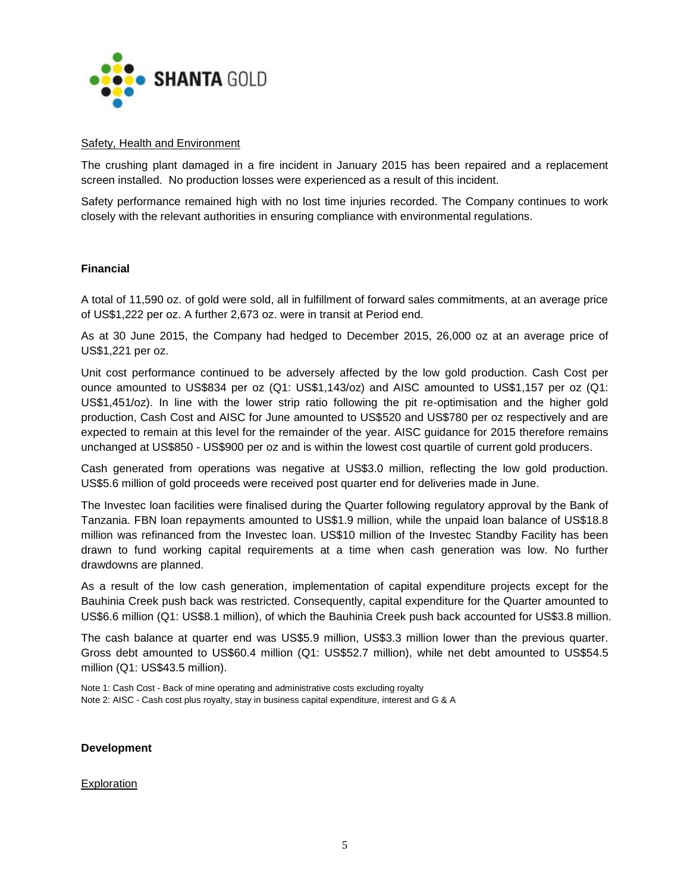Safety, Health and Environment

The crushing plant damaged in a fire incident in January 2015 has been repaired and a replacement screen installed. No production losses were experienced as a result of this incident.

Safety performance remained high with no lost time injuries recorded. The Company continues to work closely with the relevant authorities in ensuring compliance with environmental regulations.

**Financial**

A total of 11,590 oz. of gold were sold, all in fulfillment of forward sales commitments, at an average price of US$1,222 per oz. A further 2,673 oz. were in transit at Period end.

As at 30 June 2015, the Company had hedged to December 2015, 26,000 oz at an average price of US$1,221 per oz.

Unit cost performance continued to be adversely affected by the low gold production. Cash Cost per ounce amounted to US$834 per oz (Q1: US$1,143/oz) and AISC amounted to US$1,157 per oz (Q1: US$1,451/oz). In line with the lower strip ratio following the pit re-optimisation and the higher gold production, Cash Cost and AISC for June amounted to US$520 and US$780 per oz respectively and are expected to remain at this level for the remainder of the year. AISC guidance for 2015 therefore remains unchanged at US$850 - US$900 per oz and is within the lowest cost quartile of current gold producers.

Cash generated from operations was negative at US$3.0 million, reflecting the low gold production. US$5.6 million of gold proceeds were received post quarter end for deliveries made in June.

The Investec loan facilities were finalised during the Quarter following regulatory approval by the Bank of Tanzania. FBN loan repayments amounted to US$1.9 million, while the unpaid loan balance of US$18.8 million was refinanced from the Investec loan. US$10 million of the Investec Standby Facility has been drawn to fund working capital requirements at a time when cash generation was low. No further drawdowns are planned.

As a result of the low cash generation, implementation of capital expenditure projects except for the Bauhinia Creek push back was restricted. Consequently, capital expenditure for the Quarter amounted to US$6.6 million (Q1: US$8.1 million), of which the Bauhinia Creek push back accounted for US$3.8 million.

The cash balance at quarter end was US$5.9 million, US$3.3 million lower than the previous quarter. Gross debt amounted to US$60.4 million (Q1: US$52.7 million), while net debt amounted to US$54.5 million (Q1: US$43.5 million).

Note 1: Cash Cost - Back of mine operating and administrative costs excluding royalty
Note 2: AISC - Cash cost plus royalty, stay in business capital expenditure, interest and G & A

**Development**

Exploration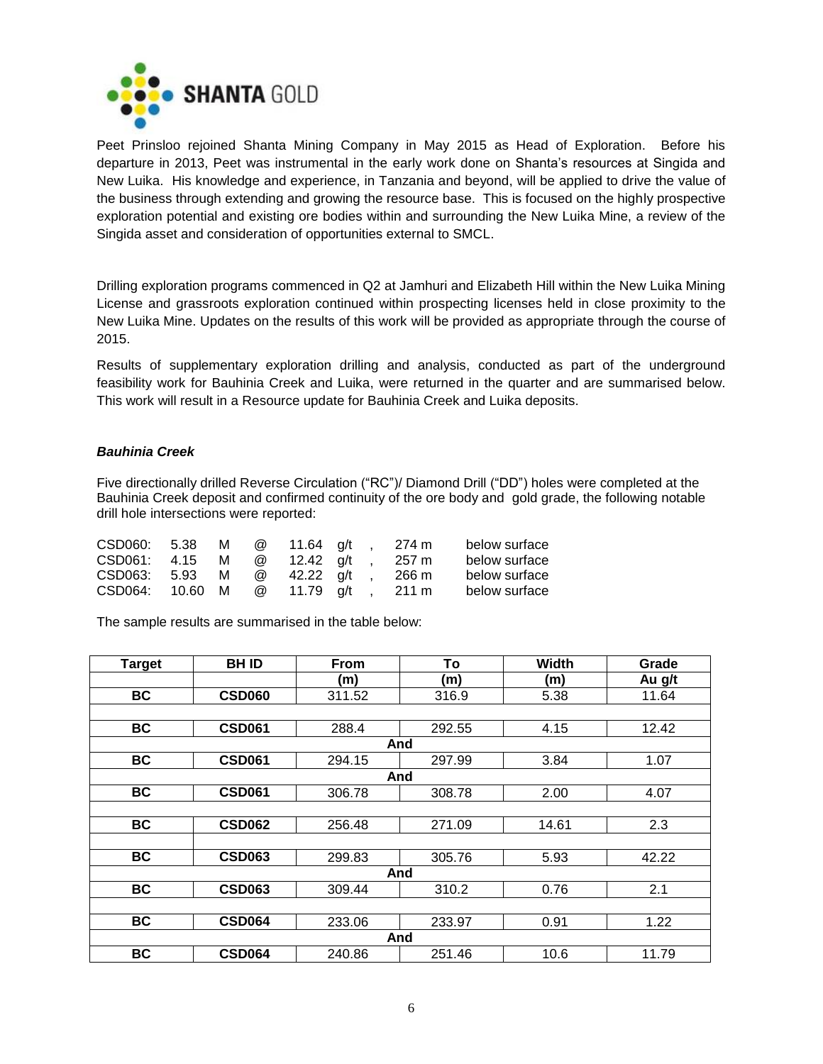Peet Prinsloo rejoined Shanta Mining Company in May 2015 as Head of Exploration. Before his departure in 2013, Peet was instrumental in the early work done on Shanta's resources at Singida and New Luika. His knowledge and experience, in Tanzania and beyond, will be applied to drive the value of the business through extending and growing the resource base. This is focused on the highly prospective exploration potential and existing ore bodies within and surrounding the New Luika Mine, a review of the Singida asset and consideration of opportunities external to SMCL.

Drilling exploration programs commenced in Q2 at Jamhuri and Elizabeth Hill within the New Luika Mining License and grassroots exploration continued within prospecting licenses held in close proximity to the New Luika Mine. Updates on the results of this work will be provided as appropriate through the course of 2015.

Results of supplementary exploration drilling and analysis, conducted as part of the underground feasibility work for Bauhinia Creek and Luika, were returned in the quarter and are summarised below. This work will result in a Resource update for Bauhinia Creek and Luika deposits.

***Bauhinia Creek***

Five directionally drilled Reverse Circulation ("RC")/ Diamond Drill ("DD") holes were completed at the Bauhinia Creek deposit and confirmed continuity of the ore body and gold grade, the following notable drill hole intersections were reported:

CSD060: 5.38 M @ 11.64 g/t , 274 m below surface
CSD061: 4.15 M @ 12.42 g/t , 257 m below surface
CSD063: 5.93 M @ 42.22 g/t , 266 m below surface
CSD064: 10.60 M @ 11.79 g/t , 211 m below surface

The sample results are summarised in the table below:

| Target | BH ID | From | To | Width | Grade |
|---|---|---|---|---|---|
| | | (m) | (m) | (m) | Au g/t |
| BC | CSD060 | 311.52 | 316.9 | 5.38 | 11.64 |
| | | | | | |
| BC | CSD061 | 288.4 | 292.55 | 4.15 | 12.42 |
| | | And | | | |
| BC | CSD061 | 294.15 | 297.99 | 3.84 | 1.07 |
| | | And | | | |
| BC | CSD061 | 306.78 | 308.78 | 2.00 | 4.07 |
| | | | | | |
| BC | CSD062 | 256.48 | 271.09 | 14.61 | 2.3 |
| | | | | | |
| BC | CSD063 | 299.83 | 305.76 | 5.93 | 42.22 |
| | | And | | | |
| BC | CSD063 | 309.44 | 310.2 | 0.76 | 2.1 |
| | | | | | |
| BC | CSD064 | 233.06 | 233.97 | 0.91 | 1.22 |
| | | And | | | |
| BC | CSD064 | 240.86 | 251.46 | 10.6 | 11.79 |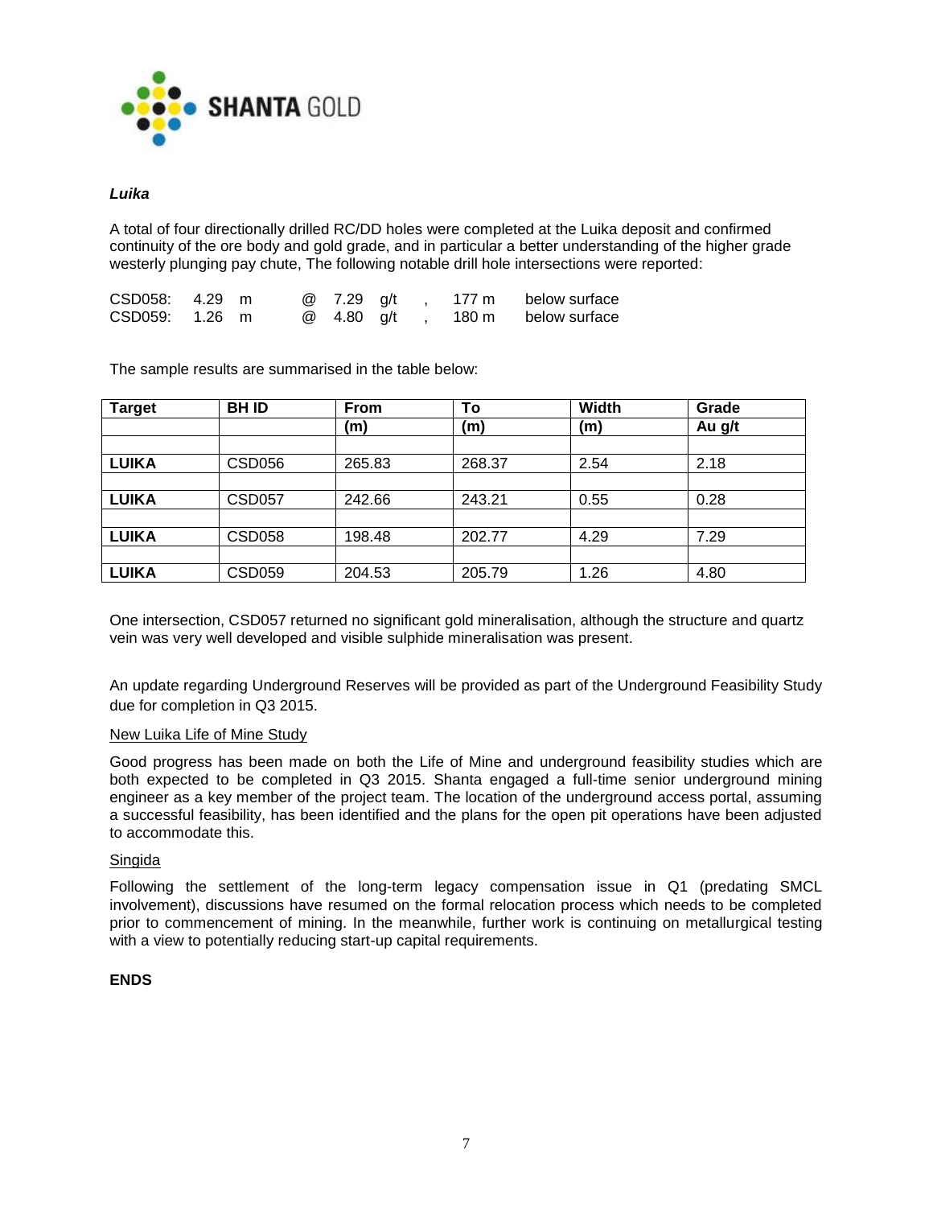SHANTA GOLD

***Luika***

A total of four directionally drilled RC/DD holes were completed at the Luika deposit and confirmed continuity of the ore body and gold grade, and in particular a better understanding of the higher grade westerly plunging pay chute, The following notable drill hole intersections were reported:

CSD058: 4.29 m @ 7.29 g/t , 177 m below surface
CSD059: 1.26 m @ 4.80 g/t , 180 m below surface

The sample results are summarised in the table below:

| Target | BH ID | From (m) | To (m) | Width (m) | Grade Au g/t |
|---|---|---|---|---|---|
| | | | | | |
| **LUIKA** | CSD056 | 265.83 | 268.37 | 2.54 | 2.18 |
| | | | | | |
| **LUIKA** | CSD057 | 242.66 | 243.21 | 0.55 | 0.28 |
| | | | | | |
| **LUIKA** | CSD058 | 198.48 | 202.77 | 4.29 | 7.29 |
| | | | | | |
| **LUIKA** | CSD059 | 204.53 | 205.79 | 1.26 | 4.80 |

One intersection, CSD057 returned no significant gold mineralisation, although the structure and quartz vein was very well developed and visible sulphide mineralisation was present.

An update regarding Underground Reserves will be provided as part of the Underground Feasibility Study due for completion in Q3 2015.

New Luika Life of Mine Study

Good progress has been made on both the Life of Mine and underground feasibility studies which are both expected to be completed in Q3 2015. Shanta engaged a full-time senior underground mining engineer as a key member of the project team. The location of the underground access portal, assuming a successful feasibility, has been identified and the plans for the open pit operations have been adjusted to accommodate this.

Singida

Following the settlement of the long-term legacy compensation issue in Q1 (predating SMCL involvement), discussions have resumed on the formal relocation process which needs to be completed prior to commencement of mining. In the meanwhile, further work is continuing on metallurgical testing with a view to potentially reducing start-up capital requirements.

**ENDS**